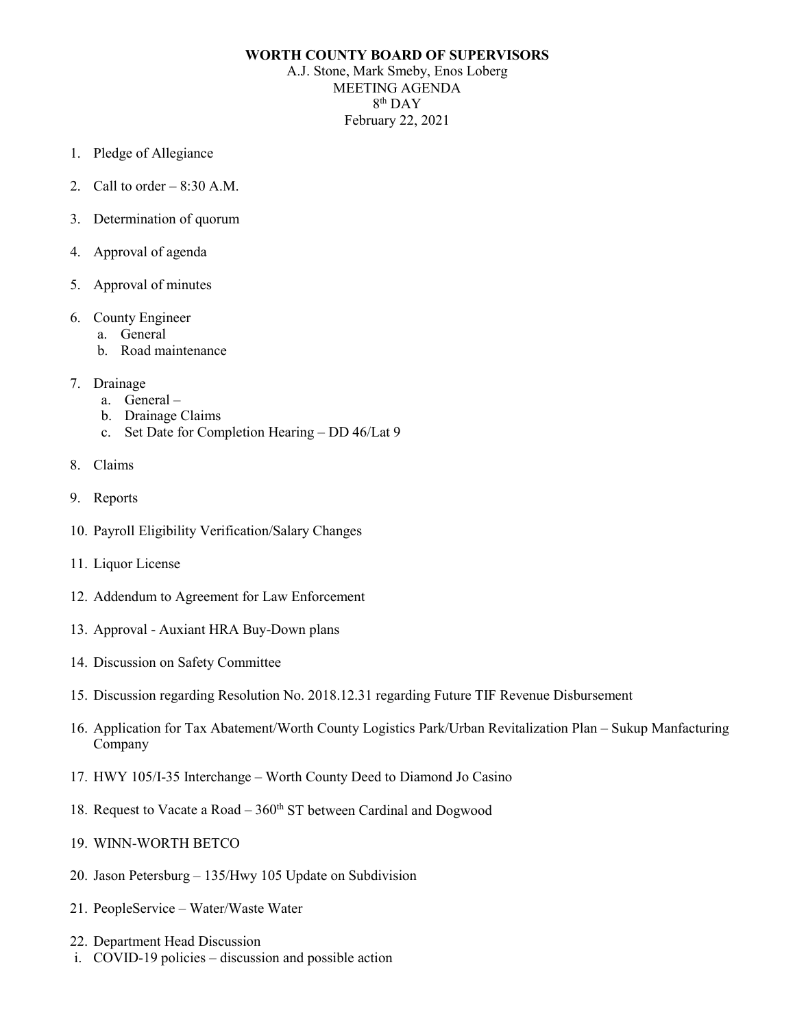# WORTH COUNTY BOARD OF SUPERVISORS

A.J. Stone, Mark Smeby, Enos Loberg
MEETING AGENDA
8th DAY
February 22, 2021

1. Pledge of Allegiance
2. Call to order – 8:30 A.M.
3. Determination of quorum
4. Approval of agenda
5. Approval of minutes
6. County Engineer
   a. General
   b. Road maintenance
7. Drainage
   a. General –
   b. Drainage Claims
   c. Set Date for Completion Hearing – DD 46/Lat 9
8. Claims
9. Reports
10. Payroll Eligibility Verification/Salary Changes
11. Liquor License
12. Addendum to Agreement for Law Enforcement
13. Approval - Auxiant HRA Buy-Down plans
14. Discussion on Safety Committee
15. Discussion regarding Resolution No. 2018.12.31 regarding Future TIF Revenue Disbursement
16. Application for Tax Abatement/Worth County Logistics Park/Urban Revitalization Plan – Sukup Manfacturing Company
17. HWY 105/I-35 Interchange – Worth County Deed to Diamond Jo Casino
18. Request to Vacate a Road – 360th ST between Cardinal and Dogwood
19. WINN-WORTH BETCO
20. Jason Petersburg – 135/Hwy 105 Update on Subdivision
21. PeopleService – Water/Waste Water
22. Department Head Discussion
   i. COVID-19 policies – discussion and possible action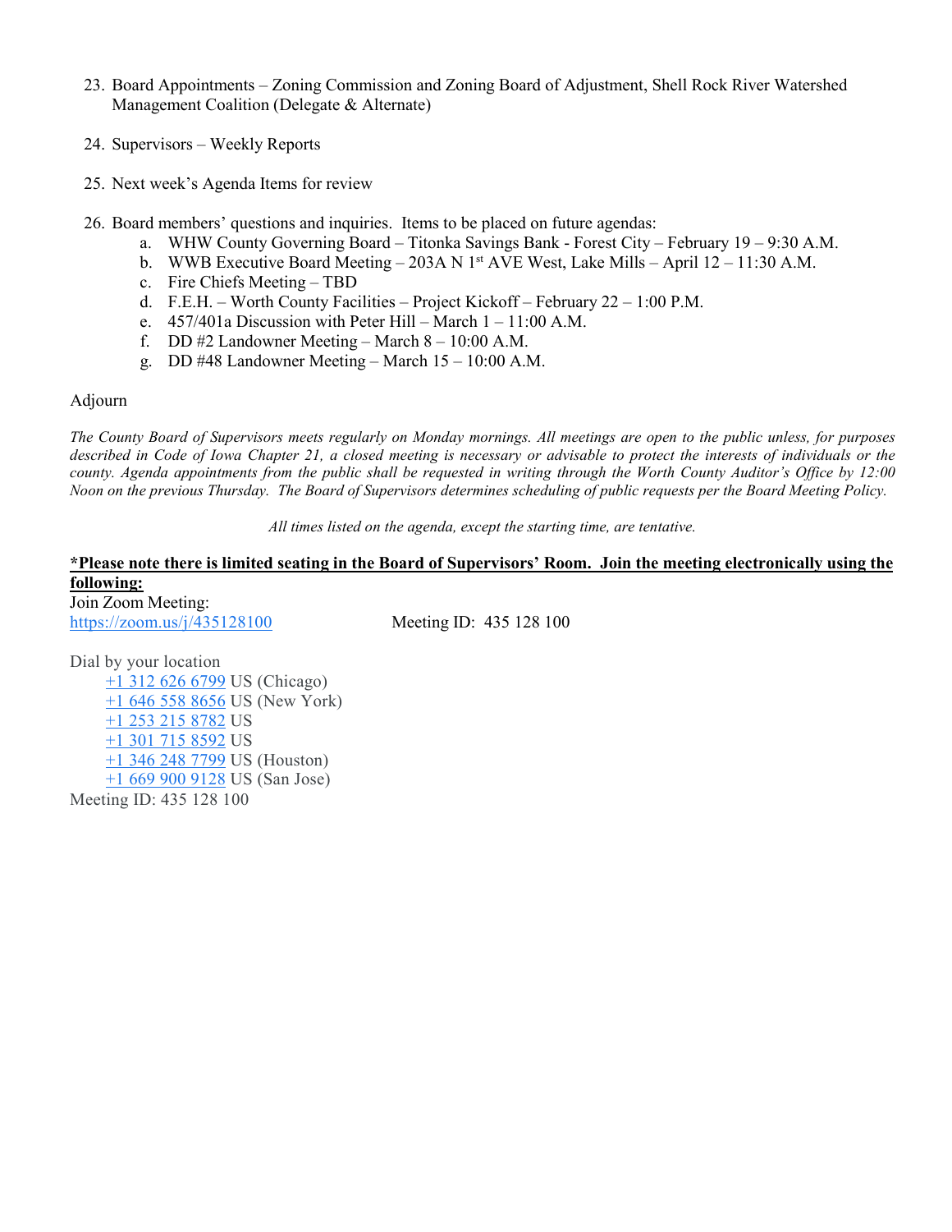23. Board Appointments – Zoning Commission and Zoning Board of Adjustment, Shell Rock River Watershed Management Coalition (Delegate & Alternate)

24. Supervisors – Weekly Reports

25. Next week's Agenda Items for review

26. Board members' questions and inquiries. Items to be placed on future agendas:
    a. WHW County Governing Board – Titonka Savings Bank - Forest City – February 19 – 9:30 A.M.
    b. WWB Executive Board Meeting – 203A N 1st AVE West, Lake Mills – April 12 – 11:30 A.M.
    c. Fire Chiefs Meeting – TBD
    d. F.E.H. – Worth County Facilities – Project Kickoff – February 22 – 1:00 P.M.
    e. 457/401a Discussion with Peter Hill – March 1 – 11:00 A.M.
    f. DD #2 Landowner Meeting – March 8 – 10:00 A.M.
    g. DD #48 Landowner Meeting – March 15 – 10:00 A.M.

Adjourn

*The County Board of Supervisors meets regularly on Monday mornings. All meetings are open to the public unless, for purposes described in Code of Iowa Chapter 21, a closed meeting is necessary or advisable to protect the interests of individuals or the county. Agenda appointments from the public shall be requested in writing through the Worth County Auditor's Office by 12:00 Noon on the previous Thursday. The Board of Supervisors determines scheduling of public requests per the Board Meeting Policy.*

*All times listed on the agenda, except the starting time, are tentative.*

**\*Please note there is limited seating in the Board of Supervisors' Room. Join the meeting electronically using the following:**

Join Zoom Meeting:
https://zoom.us/j/435128100 Meeting ID: 435 128 100

Dial by your location
- +1 312 626 6799 US (Chicago)
- +1 646 558 8656 US (New York)
- +1 253 215 8782 US
- +1 301 715 8592 US
- +1 346 248 7799 US (Houston)
- +1 669 900 9128 US (San Jose)

Meeting ID: 435 128 100